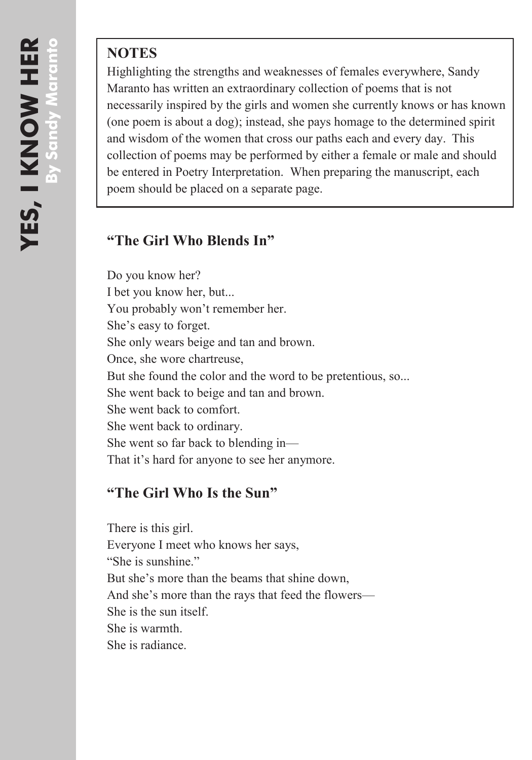# YES, I KNOW HER
**By Sandy Maranto**

**NOTES**

Highlighting the strengths and weaknesses of females everywhere, Sandy Maranto has written an extraordinary collection of poems that is not necessarily inspired by the girls and women she currently knows or has known (one poem is about a dog); instead, she pays homage to the determined spirit and wisdom of the women that cross our paths each and every day. This collection of poems may be performed by either a female or male and should be entered in Poetry Interpretation. When preparing the manuscript, each poem should be placed on a separate page.

## "The Girl Who Blends In"

Do you know her?
I bet you know her, but...
You probably won't remember her.
She's easy to forget.
She only wears beige and tan and brown.
Once, she wore chartreuse,
But she found the color and the word to be pretentious, so...
She went back to beige and tan and brown.
She went back to comfort.
She went back to ordinary.
She went so far back to blending in—
That it's hard for anyone to see her anymore.

## "The Girl Who Is the Sun"

There is this girl.
Everyone I meet who knows her says,
"She is sunshine."
But she's more than the beams that shine down,
And she's more than the rays that feed the flowers—
She is the sun itself.
She is warmth.
She is radiance.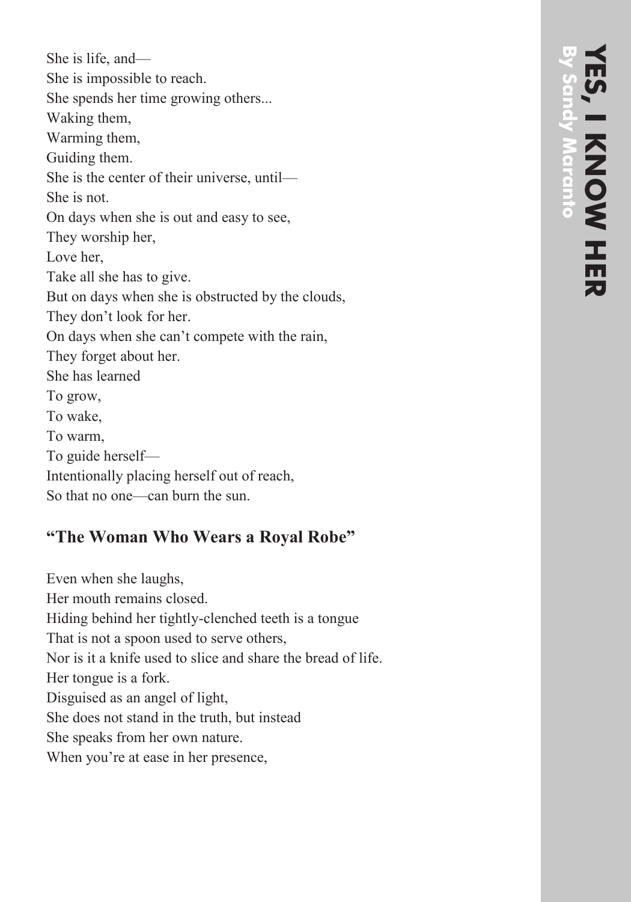She is life, and—  
She is impossible to reach.  
She spends her time growing others...  
Waking them,  
Warming them,  
Guiding them.  
She is the center of their universe, until—  
She is not.  
On days when she is out and easy to see,  
They worship her,  
Love her,  
Take all she has to give.  
But on days when she is obstructed by the clouds,  
They don't look for her.  
On days when she can't compete with the rain,  
They forget about her.  
She has learned  
To grow,  
To wake,  
To warm,  
To guide herself—  
Intentionally placing herself out of reach,  
So that no one—can burn the sun.

## "The Woman Who Wears a Royal Robe"

Even when she laughs,  
Her mouth remains closed.  
Hiding behind her tightly-clenched teeth is a tongue  
That is not a spoon used to serve others,  
Nor is it a knife used to slice and share the bread of life.  
Her tongue is a fork.  
Disguised as an angel of light,  
She does not stand in the truth, but instead  
She speaks from her own nature.  
When you're at ease in her presence,